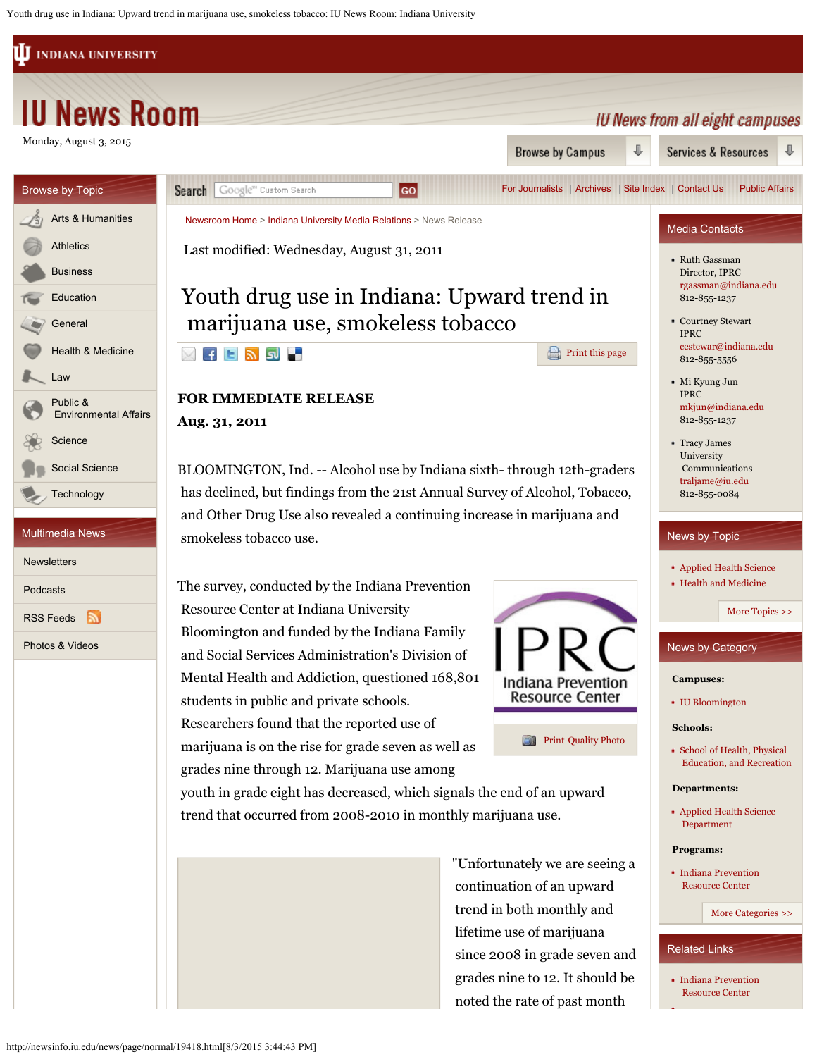# Youth drug use in Indiana: Upward trend in marijuana use, smokeless tobacco

Last modified: Wednesday, August 31, 2011

**FOR IMMEDIATE RELEASE**
**Aug. 31, 2011**

BLOOMINGTON, Ind. -- Alcohol use by Indiana sixth- through 12th-graders has declined, but findings from the 21st Annual Survey of Alcohol, Tobacco, and Other Drug Use also revealed a continuing increase in marijuana and smokeless tobacco use.

The survey, conducted by the Indiana Prevention Resource Center at Indiana University Bloomington and funded by the Indiana Family and Social Services Administration's Division of Mental Health and Addiction, questioned 168,801 students in public and private schools. Researchers found that the reported use of marijuana is on the rise for grade seven as well as grades nine through 12. Marijuana use among youth in grade eight has decreased, which signals the end of an upward trend that occurred from 2008-2010 in monthly marijuana use.

IPRC Indiana Prevention Resource Center

Print-Quality Photo

"Unfortunately we are seeing a continuation of an upward trend in both monthly and lifetime use of marijuana since 2008 in grade seven and grades nine to 12. It should be noted the rate of past month

## Media Contacts

- Ruth Gassman
  Director, IPRC
  rgassman@indiana.edu
  812-855-1237
- Courtney Stewart
  IPRC
  cestewar@indiana.edu
  812-855-5556
- Mi Kyung Jun
  IPRC
  mkjun@indiana.edu
  812-855-1237
- Tracy James
  University Communications
  traljame@iu.edu
  812-855-0084

## News by Topic

- Applied Health Science
- Health and Medicine

More Topics >>

## News by Category

**Campuses:**

- IU Bloomington

**Schools:**

- School of Health, Physical Education, and Recreation

**Departments:**

- Applied Health Science Department

**Programs:**

- Indiana Prevention Resource Center

More Categories >>

## Related Links

- Indiana Prevention Resource Center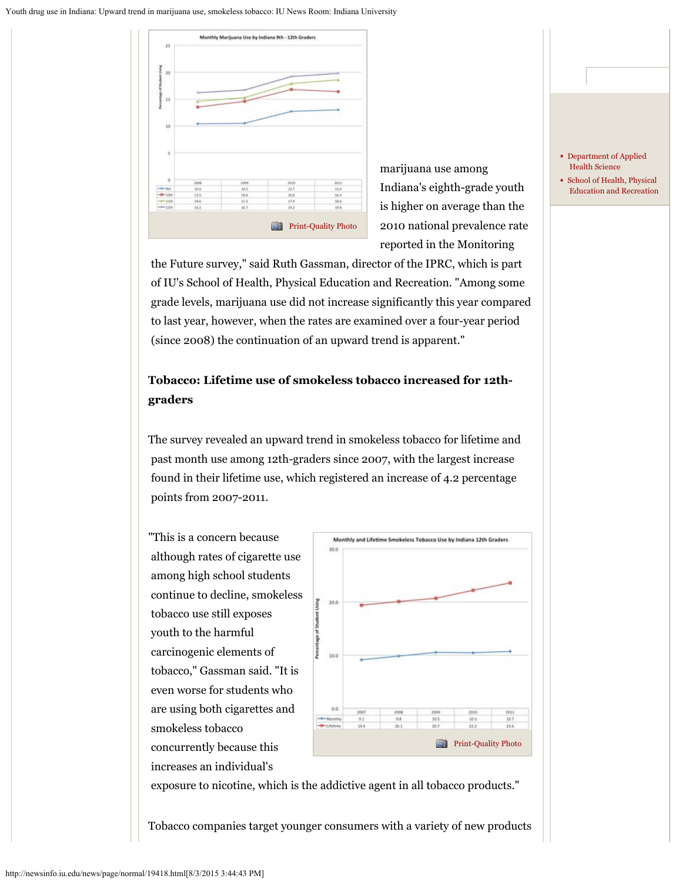**Monthly Marijuana Use by Indiana 9th - 12th Graders**

| | 2008 | 2009 | 2010 | 2011 |
|---|---|---|---|---|
| 9th | 10.4 | 10.5 | 12.7 | 13.0 |
| 10th | 13.5 | 14.6 | 16.8 | 16.4 |
| 11th | 14.6 | 15.3 | 17.9 | 18.6 |
| 12th | 16.2 | 16.7 | 19.2 | 19.8 |

Print-Quality Photo

marijuana use among Indiana's eighth-grade youth is higher on average than the 2010 national prevalence rate reported in the Monitoring the Future survey," said Ruth Gassman, director of the IPRC, which is part of IU's School of Health, Physical Education and Recreation. "Among some grade levels, marijuana use did not increase significantly this year compared to last year, however, when the rates are examined over a four-year period (since 2008) the continuation of an upward trend is apparent."

**Tobacco: Lifetime use of smokeless tobacco increased for 12th-graders**

The survey revealed an upward trend in smokeless tobacco for lifetime and past month use among 12th-graders since 2007, with the largest increase found in their lifetime use, which registered an increase of 4.2 percentage points from 2007-2011.

**Monthly and Lifetime Smokeless Tobacco Use by Indiana 12th Graders**

| | 2007 | 2008 | 2009 | 2010 | 2011 |
|---|---|---|---|---|---|
| Monthly | 9.1 | 9.8 | 10.5 | 10.5 | 10.7 |
| Lifetime | 19.4 | 20.1 | 20.7 | 22.2 | 23.6 |

Print-Quality Photo

"This is a concern because although rates of cigarette use among high school students continue to decline, smokeless tobacco use still exposes youth to the harmful carcinogenic elements of tobacco," Gassman said. "It is even worse for students who are using both cigarettes and smokeless tobacco concurrently because this increases an individual's exposure to nicotine, which is the addictive agent in all tobacco products."

Tobacco companies target younger consumers with a variety of new products

- Department of Applied Health Science
- School of Health, Physical Education and Recreation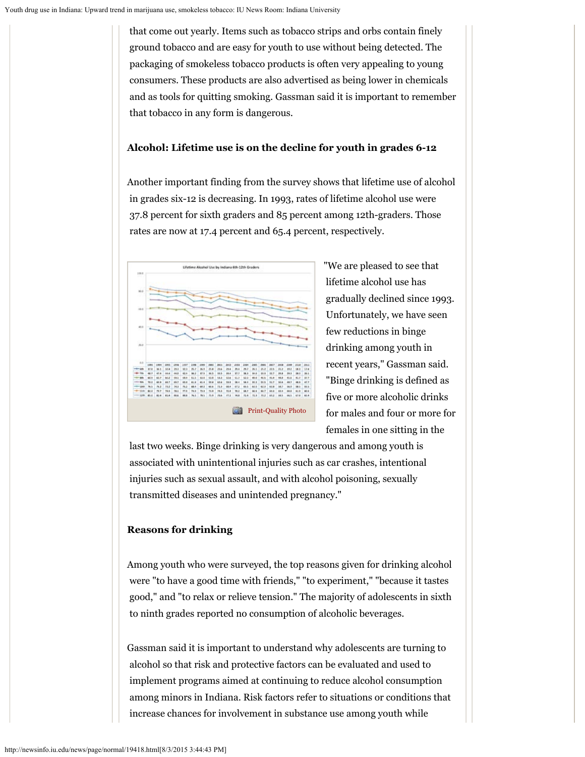that come out yearly. Items such as tobacco strips and orbs contain finely ground tobacco and are easy for youth to use without being detected. The packaging of smokeless tobacco products is often very appealing to young consumers. These products are also advertised as being lower in chemicals and as tools for quitting smoking. Gassman said it is important to remember that tobacco in any form is dangerous.

**Alcohol: Lifetime use is on the decline for youth in grades 6-12**

Another important finding from the survey shows that lifetime use of alcohol in grades six-12 is decreasing. In 1993, rates of lifetime alcohol use were 37.8 percent for sixth graders and 85 percent among 12th-graders. Those rates are now at 17.4 percent and 65.4 percent, respectively.

Print-Quality Photo

"We are pleased to see that lifetime alcohol use has gradually declined since 1993. Unfortunately, we have seen few reductions in binge drinking among youth in recent years," Gassman said. "Binge drinking is defined as five or more alcoholic drinks for males and four or more for females in one sitting in the last two weeks. Binge drinking is very dangerous and among youth is associated with unintentional injuries such as car crashes, intentional injuries such as sexual assault, and with alcohol poisoning, sexually transmitted diseases and unintended pregnancy."

**Reasons for drinking**

Among youth who were surveyed, the top reasons given for drinking alcohol were "to have a good time with friends," "to experiment," "because it tastes good," and "to relax or relieve tension." The majority of adolescents in sixth to ninth grades reported no consumption of alcoholic beverages.

Gassman said it is important to understand why adolescents are turning to alcohol so that risk and protective factors can be evaluated and used to implement programs aimed at continuing to reduce alcohol consumption among minors in Indiana. Risk factors refer to situations or conditions that increase chances for involvement in substance use among youth while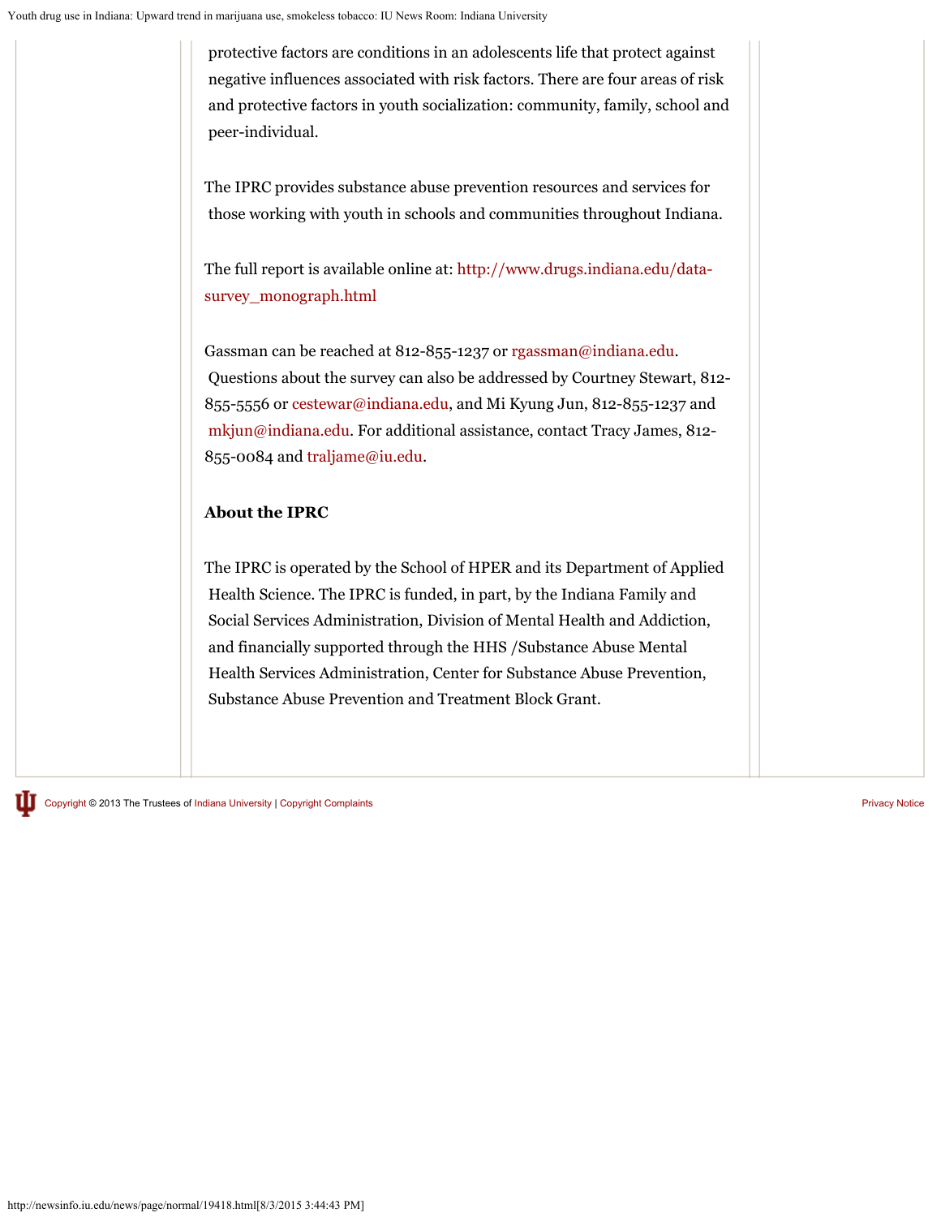protective factors are conditions in an adolescents life that protect against negative influences associated with risk factors. There are four areas of risk and protective factors in youth socialization: community, family, school and peer-individual.

The IPRC provides substance abuse prevention resources and services for those working with youth in schools and communities throughout Indiana.

The full report is available online at: http://www.drugs.indiana.edu/data-survey_monograph.html

Gassman can be reached at 812-855-1237 or rgassman@indiana.edu. Questions about the survey can also be addressed by Courtney Stewart, 812-855-5556 or cestewar@indiana.edu, and Mi Kyung Jun, 812-855-1237 and mkjun@indiana.edu. For additional assistance, contact Tracy James, 812-855-0084 and traljame@iu.edu.

**About the IPRC**

The IPRC is operated by the School of HPER and its Department of Applied Health Science. The IPRC is funded, in part, by the Indiana Family and Social Services Administration, Division of Mental Health and Addiction, and financially supported through the HHS /Substance Abuse Mental Health Services Administration, Center for Substance Abuse Prevention, Substance Abuse Prevention and Treatment Block Grant.

Copyright © 2013 The Trustees of Indiana University | Copyright Complaints

Privacy Notice